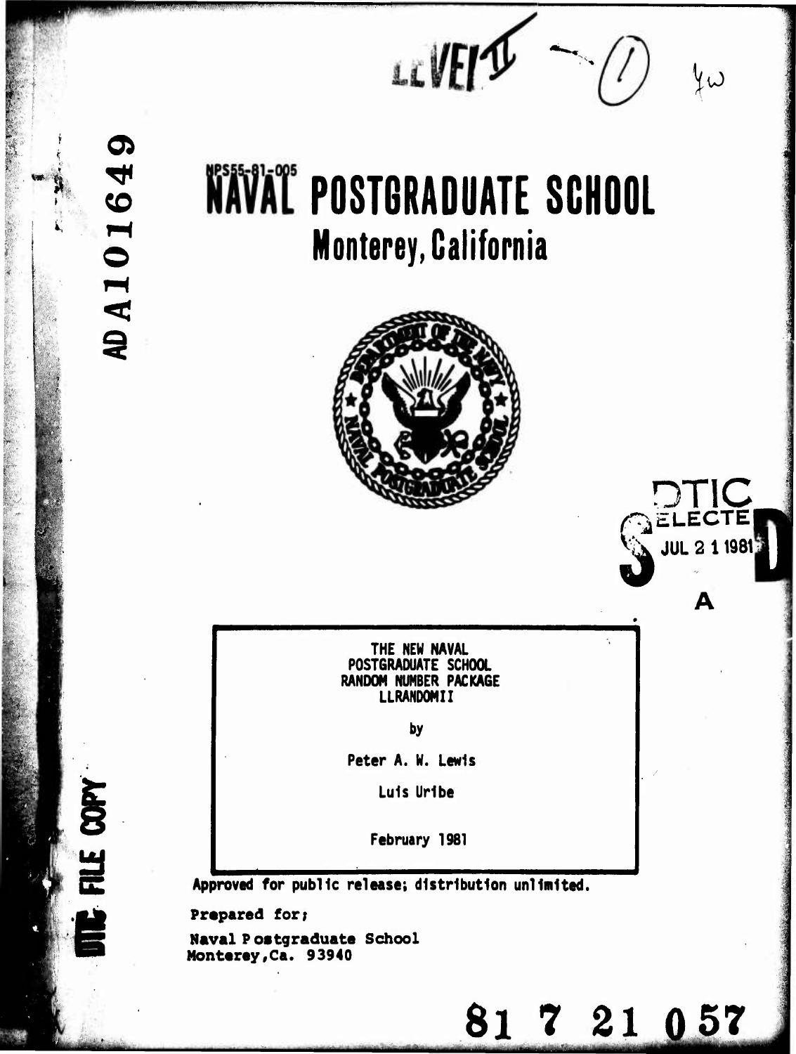LEVEL II

ADA101649

NPS55-81-005

# NAVAL POSTGRADUATE SCHOOL

## Monterey, California

DTIC ELECTE JUL 21 1981 S D A

THE NEW NAVAL POSTGRADUATE SCHOOL RANDOM NUMBER PACKAGE LLRANDOMII

by

Peter A. W. Lewis

Luis Uribe

February 1981

Approved for public release; distribution unlimited.

Prepared for:

Naval Postgraduate School
Monterey, Ca. 93940

DTIC FILE COPY

81 7 21 057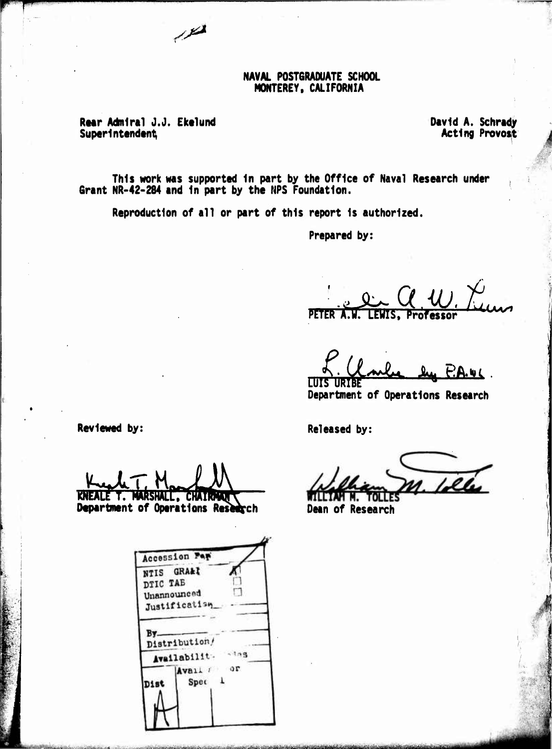NAVAL POSTGRADUATE SCHOOL
MONTEREY, CALIFORNIA

Rear Admiral J.J. Ekelund
Superintendent

David A. Schrady
Acting Provost

This work was supported in part by the Office of Naval Research under Grant NR-42-284 and in part by the NPS Foundation.

Reproduction of all or part of this report is authorized.

Prepared by:

PETER A.W. LEWIS, Professor

LUIS URIBE
Department of Operations Research

Reviewed by:

KNEALE T. MARSHALL, CHAIRMAN
Department of Operations Research

Released by:

WILLIAM M. TOLLES
Dean of Research

| Accession For | |
|---|---|
| NTIS GRA&I | X |
| DTIC TAB | ☐ |
| Unannounced | ☐ |
| Justification | |
| By | |
| Distribution/ | |
| Availability Codes | |
| Dist | Avail and/or Special |
| A | |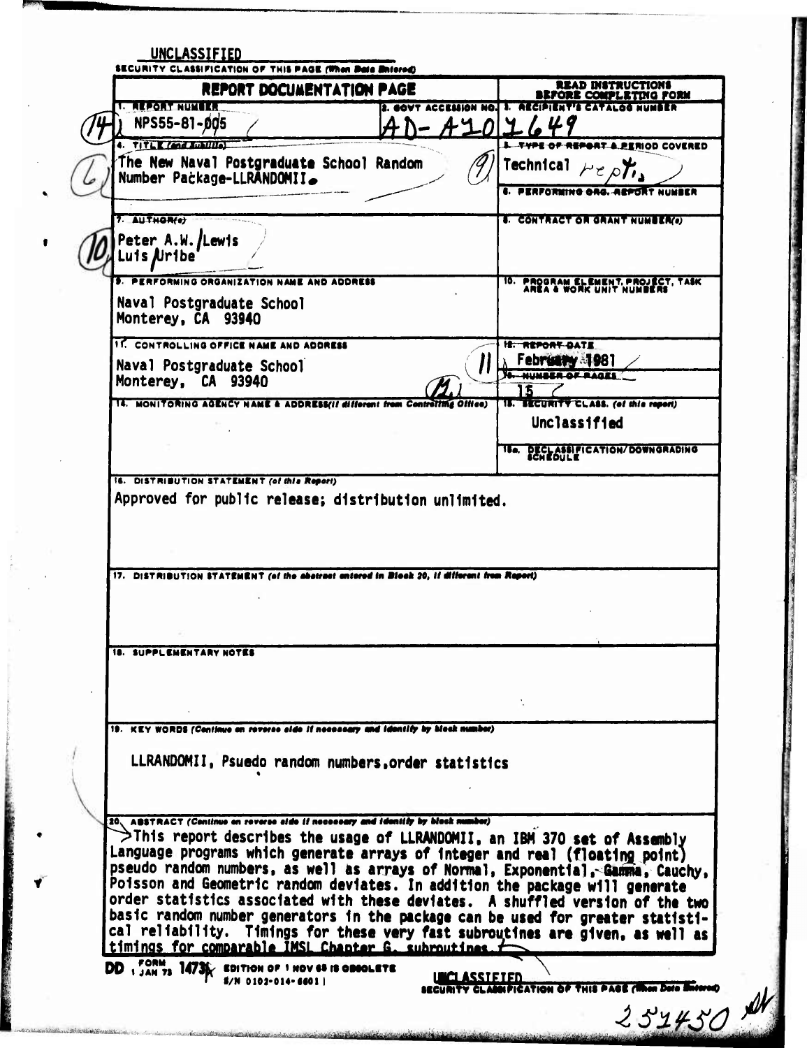UNCLASSIFIED

SECURITY CLASSIFICATION OF THIS PAGE (When Data Entered)

| REPORT DOCUMENTATION PAGE | | READ INSTRUCTIONS BEFORE COMPLETING FORM |
|---|---|---|
| 1. REPORT NUMBER NPS55-81-005 | 2. GOVT ACCESSION NO. AD-A101649 | 3. RECIPIENT'S CATALOG NUMBER |
| 4. TITLE (and Subtitle) The New Naval Postgraduate School Random Number Package-LLRANDOMII. | | 5. TYPE OF REPORT & PERIOD COVERED Technical rept., |
| | | 6. PERFORMING ORG. REPORT NUMBER |
| 7. AUTHOR(s) Peter A.W. Lewis, Luis Uribe | | 8. CONTRACT OR GRANT NUMBER(s) |
| 9. PERFORMING ORGANIZATION NAME AND ADDRESS Naval Postgraduate School Monterey, CA 93940 | | 10. PROGRAM ELEMENT, PROJECT, TASK AREA & WORK UNIT NUMBERS |
| 11. CONTROLLING OFFICE NAME AND ADDRESS Naval Postgraduate School Monterey, CA 93940 | | 12. REPORT DATE February 1981 |
| | | 13. NUMBER OF PAGES 15 |
| 14. MONITORING AGENCY NAME & ADDRESS (if different from Controlling Office) | | 15. SECURITY CLASS. (of this report) Unclassified |
| | | 15a. DECLASSIFICATION/DOWNGRADING SCHEDULE |

16. DISTRIBUTION STATEMENT (of this Report)

Approved for public release; distribution unlimited.

17. DISTRIBUTION STATEMENT (of the abstract entered in Block 20, if different from Report)

18. SUPPLEMENTARY NOTES

19. KEY WORDS (Continue on reverse side if necessary and identify by block number)

LLRANDOMII, Psuedo random numbers, order statistics

20. ABSTRACT (Continue on reverse side if necessary and identify by block number)

This report describes the usage of LLRANDOMII, an IBM 370 set of Assembly Language programs which generate arrays of integer and real (floating point) pseudo random numbers, as well as arrays of Normal, Exponential, Gamma, Cauchy, Poisson and Geometric random deviates. In addition the package will generate order statistics associated with these deviates. A shuffled version of the two basic random number generators in the package can be used for greater statistical reliability. Timings for these very fast subroutines are given, as well as timings for comparable IMSL Chapter G. subroutines.

DD FORM 1473 1 JAN 73 EDITION OF 1 NOV 65 IS OBSOLETE
S/N 0102-014-6601

UNCLASSIFIED

SECURITY CLASSIFICATION OF THIS PAGE (When Data Entered)

251450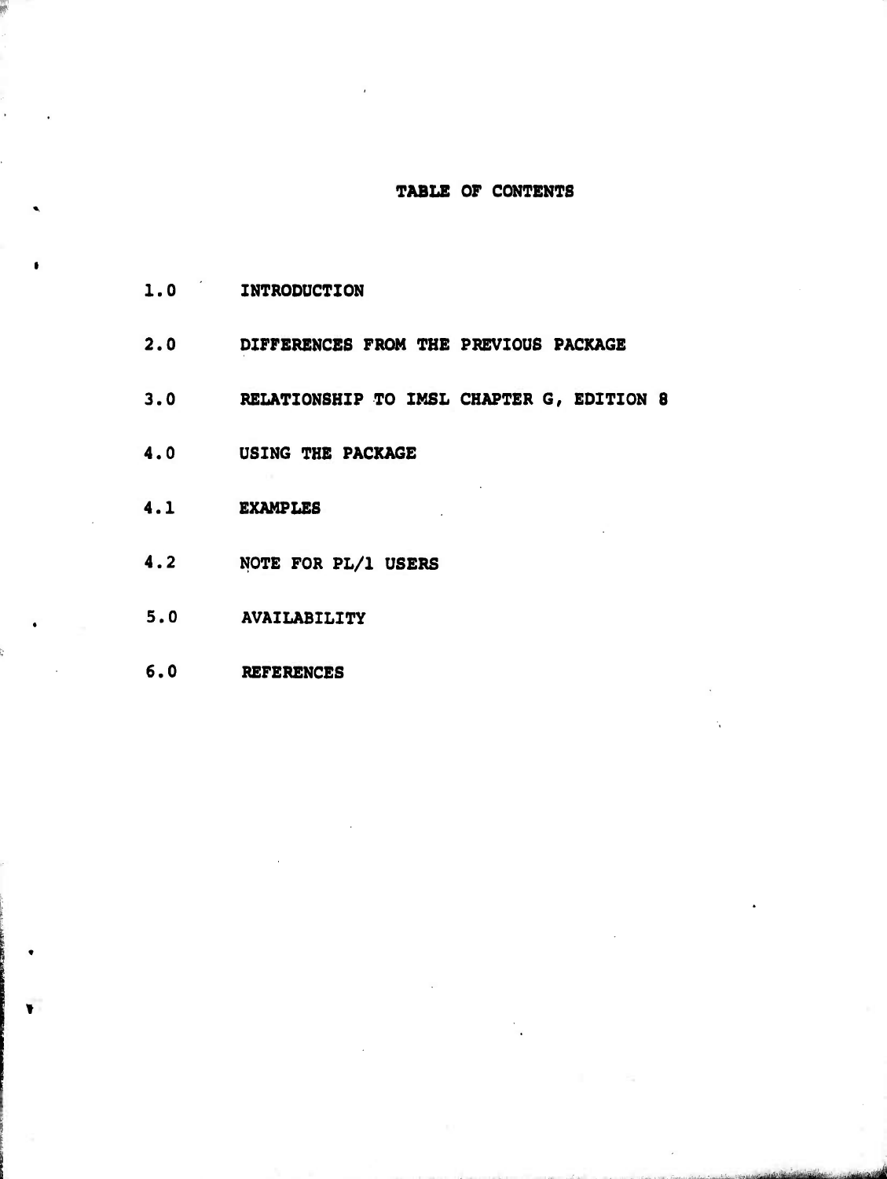# TABLE OF CONTENTS

| | |
|---|---|
| 1.0 | INTRODUCTION |
| 2.0 | DIFFERENCES FROM THE PREVIOUS PACKAGE |
| 3.0 | RELATIONSHIP TO IMSL CHAPTER G, EDITION 8 |
| 4.0 | USING THE PACKAGE |
| 4.1 | EXAMPLES |
| 4.2 | NOTE FOR PL/1 USERS |
| 5.0 | AVAILABILITY |
| 6.0 | REFERENCES |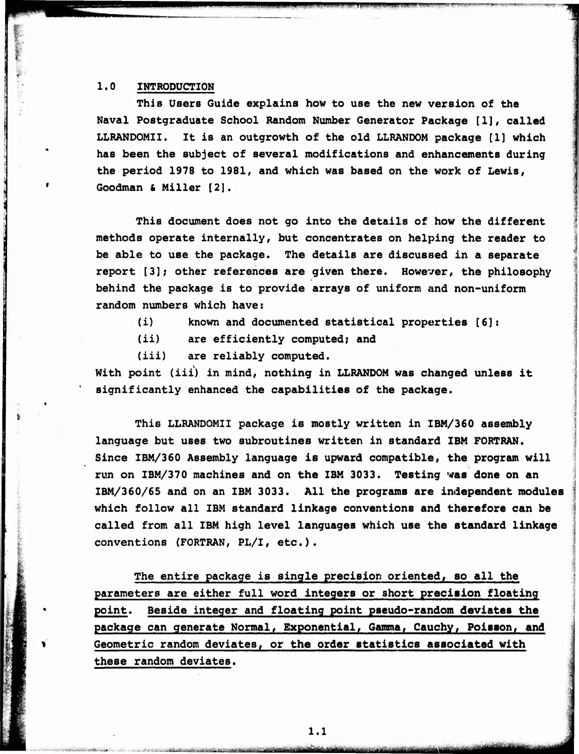## 1.0 INTRODUCTION

This Users Guide explains how to use the new version of the Naval Postgraduate School Random Number Generator Package [1], called LLRANDOMII. It is an outgrowth of the old LLRANDOM package [1] which has been the subject of several modifications and enhancements during the period 1978 to 1981, and which was based on the work of Lewis, Goodman & Miller [2].

This document does not go into the details of how the different methods operate internally, but concentrates on helping the reader to be able to use the package. The details are discussed in a separate report [3]; other references are given there. However, the philosophy behind the package is to provide arrays of uniform and non-uniform random numbers which have:

(i) known and documented statistical properties [6]:

(ii) are efficiently computed; and

(iii) are reliably computed.

With point (iii) in mind, nothing in LLRANDOM was changed unless it significantly enhanced the capabilities of the package.

This LLRANDOMII package is mostly written in IBM/360 assembly language but uses two subroutines written in standard IBM FORTRAN. Since IBM/360 Assembly language is upward compatible, the program will run on IBM/370 machines and on the IBM 3033. Testing was done on an IBM/360/65 and on an IBM 3033. All the programs are independent modules which follow all IBM standard linkage conventions and therefore can be called from all IBM high level languages which use the standard linkage conventions (FORTRAN, PL/I, etc.).

The entire package is single precision oriented, so all the parameters are either full word integers or short precision floating point. Beside integer and floating point pseudo-random deviates the package can generate Normal, Exponential, Gamma, Cauchy, Poisson, and Geometric random deviates, or the order statistics associated with these random deviates.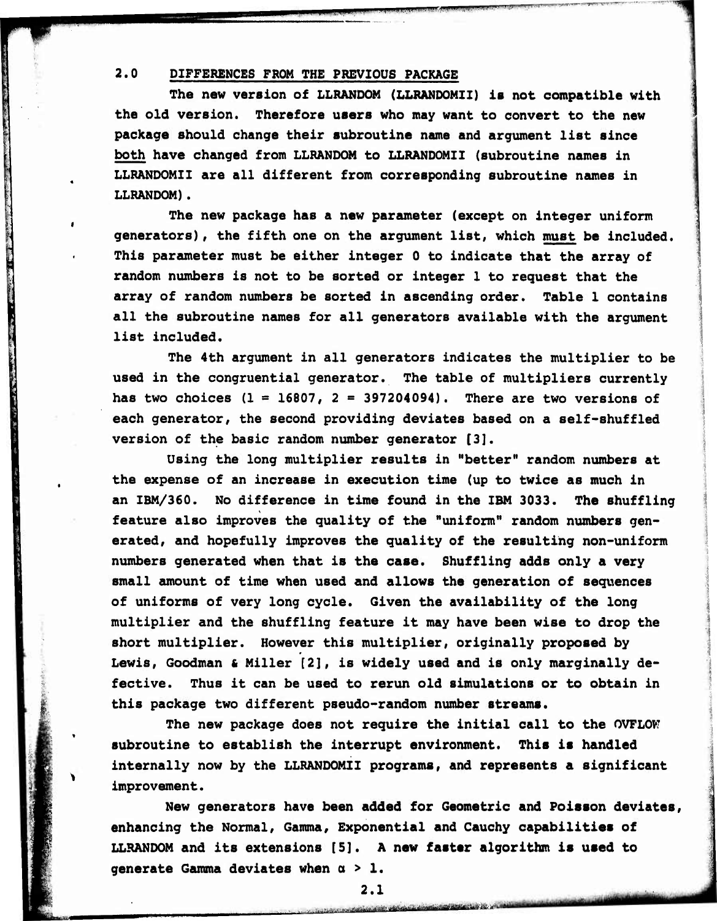## 2.0 DIFFERENCES FROM THE PREVIOUS PACKAGE

The new version of LLRANDOM (LLRANDOMII) is not compatible with the old version. Therefore users who may want to convert to the new package should change their subroutine name and argument list since both have changed from LLRANDOM to LLRANDOMII (subroutine names in LLRANDOMII are all different from corresponding subroutine names in LLRANDOM).

The new package has a new parameter (except on integer uniform generators), the fifth one on the argument list, which must be included. This parameter must be either integer 0 to indicate that the array of random numbers is not to be sorted or integer 1 to request that the array of random numbers be sorted in ascending order. Table 1 contains all the subroutine names for all generators available with the argument list included.

The 4th argument in all generators indicates the multiplier to be used in the congruential generator. The table of multipliers currently has two choices (1 = 16807, 2 = 397204094). There are two versions of each generator, the second providing deviates based on a self-shuffled version of the basic random number generator [3].

Using the long multiplier results in "better" random numbers at the expense of an increase in execution time (up to twice as much in an IBM/360. No difference in time found in the IBM 3033. The shuffling feature also improves the quality of the "uniform" random numbers generated, and hopefully improves the quality of the resulting non-uniform numbers generated when that is the case. Shuffling adds only a very small amount of time when used and allows the generation of sequences of uniforms of very long cycle. Given the availability of the long multiplier and the shuffling feature it may have been wise to drop the short multiplier. However this multiplier, originally proposed by Lewis, Goodman & Miller [2], is widely used and is only marginally defective. Thus it can be used to rerun old simulations or to obtain in this package two different pseudo-random number streams.

The new package does not require the initial call to the OVFLOW subroutine to establish the interrupt environment. This is handled internally now by the LLRANDOMII programs, and represents a significant improvement.

New generators have been added for Geometric and Poisson deviates, enhancing the Normal, Gamma, Exponential and Cauchy capabilities of LLRANDOM and its extensions [5]. A new faster algorithm is used to generate Gamma deviates when $\alpha > 1$.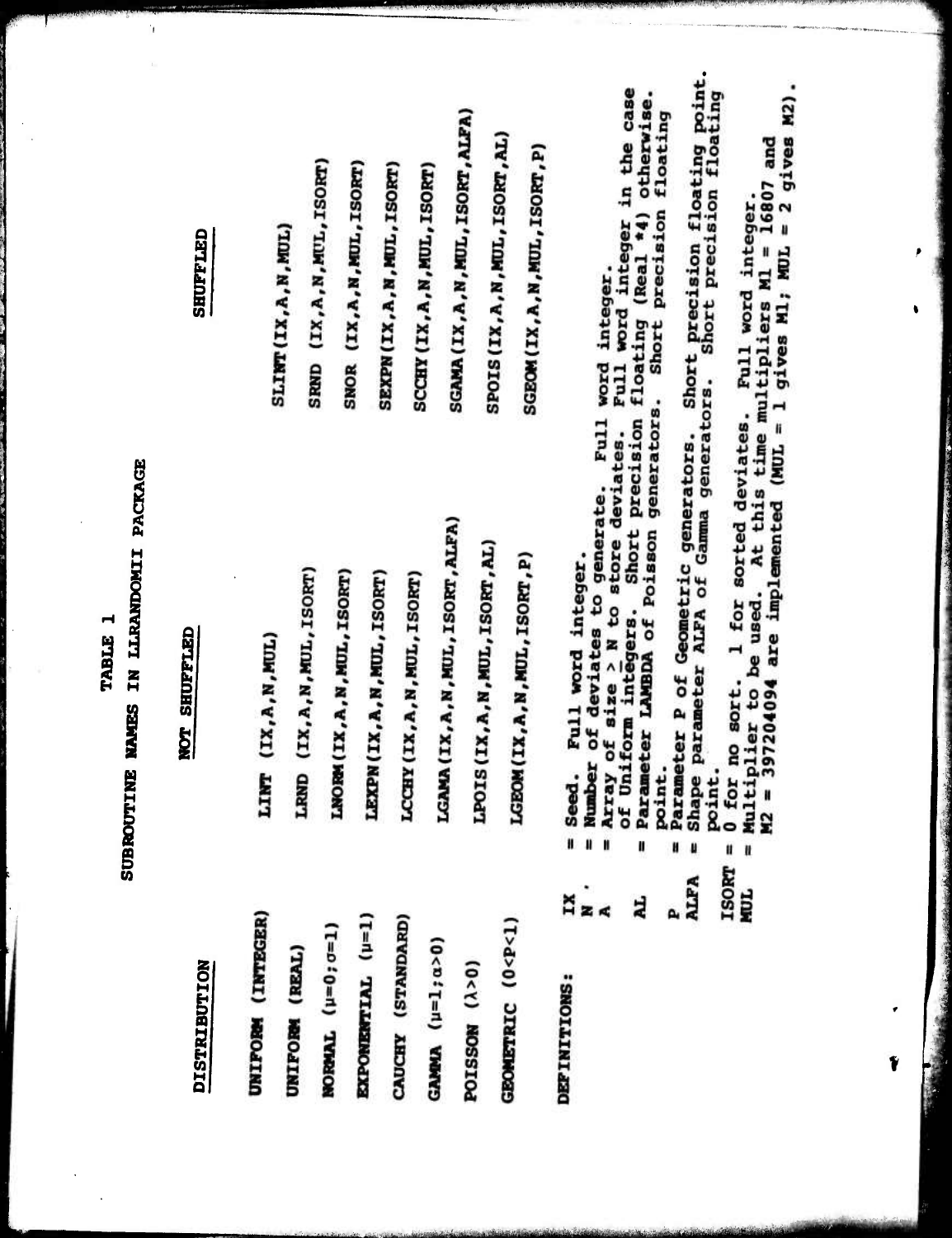# TABLE 1

## SUBROUTINE NAMES IN LLRANDOMII PACKAGE

| DISTRIBUTION | NOT SHUFFLED | SHUFFLED |
|---|---|---|
| UNIFORM (INTEGER) | LINT (IX,A,N,MUL) | SLINT(IX,A,N,MUL) |
| UNIFORM (REAL) | LRND (IX,A,N,MUL,ISORT) | SRND (IX,A,N,MUL,ISORT) |
| NORMAL ($\mu$=0;$\sigma$=1) | LNORM(IX,A,N,MUL,ISORT) | SNOR (IX,A,N,MUL,ISORT) |
| EXPONENTIAL ($\mu$=1) | LEXPN(IX,A,N,MUL,ISORT) | SEXPN(IX,A,N,MUL,ISORT) |
| CAUCHY (STANDARD) | LCCHY(IX,A,N,MUL,ISORT) | SCCHY(IX,A,N,MUL,ISORT) |
| GAMMA ($\mu$=1;$\alpha$>0) | LGAMA(IX,A,N,MUL,ISORT,ALFA) | SGAMA(IX,A,N,MUL,ISORT,ALFA) |
| POISSON ($\lambda$>0) | LPOIS(IX,A,N,MUL,ISORT,AL) | SPOIS(IX,A,N,MUL,ISORT,AL) |
| GEOMETRIC (0<P<1) | LGEOM(IX,A,N,MUL,ISORT,P) | SGEOM(IX,A,N,MUL,ISORT,P) |

DEFINITIONS:

- IX = Seed. Full word integer.
- N = Number of deviates to generate. Full word integer.
- A = Array of size $\geq$ N to store deviates. Full word integer in the case of Uniform integers. Short precision floating (Real *4) otherwise.
- AL = Parameter LAMBDA of Poisson generators. Short precision floating point.
- P = Parameter P of Geometric generators. Short precision floating point.
- ALFA = Shape parameter ALFA of Gamma generators. Short precision floating point.
- ISORT = 0 for no sort. 1 for sorted deviates. Full word integer.
- MUL = Multiplier to be used. At this time multipliers M1 = 16807 and M2 = 397204094 are implemented (MUL = 1 gives M1; MUL = 2 gives M2).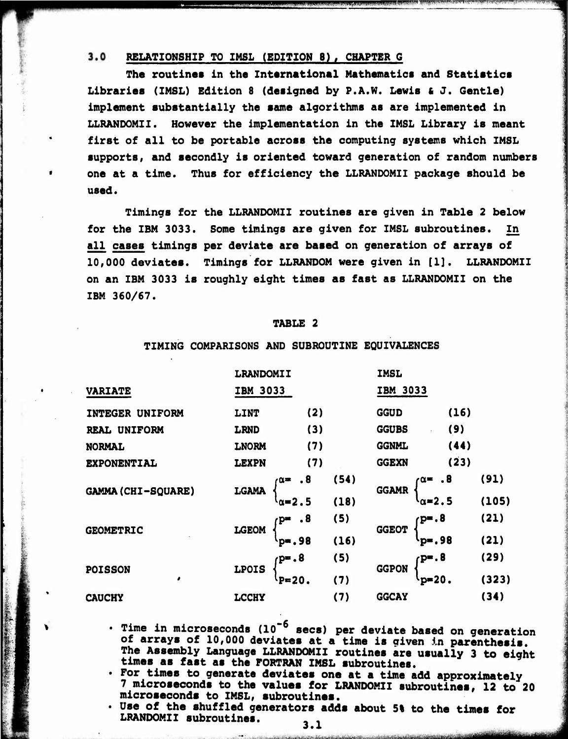## 3.0 RELATIONSHIP TO IMSL (EDITION 8), CHAPTER G

The routines in the International Mathematics and Statistics Libraries (IMSL) Edition 8 (designed by P.A.W. Lewis & J. Gentle) implement substantially the same algorithms as are implemented in LLRANDOMII. However the implementation in the IMSL Library is meant first of all to be portable across the computing systems which IMSL supports, and secondly is oriented toward generation of random numbers one at a time. Thus for efficiency the LLRANDOMII package should be used.

Timings for the LLRANDOMII routines are given in Table 2 below for the IBM 3033. Some timings are given for IMSL subroutines. In all cases timings per deviate are based on generation of arrays of 10,000 deviates. Timings for LLRANDOM were given in [1]. LLRANDOMII on an IBM 3033 is roughly eight times as fast as LLRANDOMII on the IBM 360/67.

TABLE 2

TIMING COMPARISONS AND SUBROUTINE EQUIVALENCES

| VARIATE | LRANDOMII IBM 3033 | | | IMSL IBM 3033 | | |
|---|---|---|---|---|---|---|
| INTEGER UNIFORM | LINT | | (2) | GGUD | | (16) |
| REAL UNIFORM | LRND | | (3) | GGUBS | | (9) |
| NORMAL | LNORM | | (7) | GGNML | | (44) |
| EXPONENTIAL | LEXPN | | (7) | GGEXN | | (23) |
| GAMMA (CHI-SQUARE) | LGAMA | $\alpha = .8$ | (54) | GGAMR | $\alpha = .8$ | (91) |
| | | $\alpha = 2.5$ | (18) | | $\alpha = 2.5$ | (105) |
| GEOMETRIC | LGEOM | p= .8 | (5) | GGEOT | p=.8 | (21) |
| | | p=.98 | (16) | | p=.98 | (21) |
| POISSON | LPOIS | p=.8 | (5) | GGPON | p=.8 | (29) |
| | | P=20. | (7) | | p=20. | (323) |
| CAUCHY | LCCHY | | (7) | GGCAY | | (34) |

- Time in microseconds ($10^{-6}$ secs) per deviate based on generation of arrays of 10,000 deviates at a time is given in parenthesis. The Assembly Language LLRANDOMII routines are usually 3 to eight times as fast as the FORTRAN IMSL subroutines.
- For times to generate deviates one at a time add approximately 7 microseconds to the values for LRANDOMII subroutines, 12 to 20 microseconds to IMSL, subroutines.
- Use of the shuffled generators adds about 5% to the times for LRANDOMII subroutines.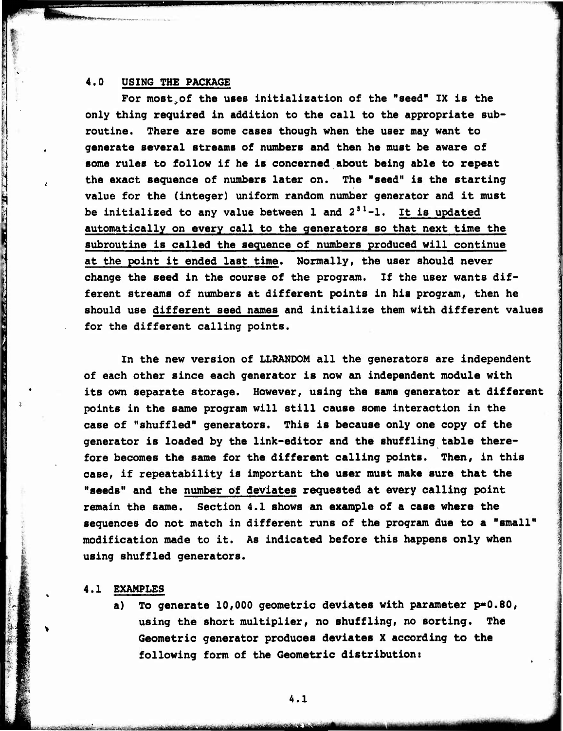## 4.0 USING THE PACKAGE

For most of the uses initialization of the "seed" IX is the only thing required in addition to the call to the appropriate subroutine. There are some cases though when the user may want to generate several streams of numbers and then he must be aware of some rules to follow if he is concerned about being able to repeat the exact sequence of numbers later on. The "seed" is the starting value for the (integer) uniform random number generator and it must be initialized to any value between 1 and $2^{31}-1$. <u>It is updated automatically on every call to the generators so that next time the subroutine is called the sequence of numbers produced will continue at the point it ended last time</u>. Normally, the user should never change the seed in the course of the program. If the user wants different streams of numbers at different points in his program, then he should use <u>different seed names</u> and initialize them with different values for the different calling points.

In the new version of LLRANDOM all the generators are independent of each other since each generator is now an independent module with its own separate storage. However, using the same generator at different points in the same program will still cause some interaction in the case of "shuffled" generators. This is because only one copy of the generator is loaded by the link-editor and the shuffling table therefore becomes the same for the different calling points. Then, in this case, if repeatability is important the user must make sure that the "seeds" and the <u>number of deviates</u> requested at every calling point remain the same. Section 4.1 shows an example of a case where the sequences do not match in different runs of the program due to a "small" modification made to it. As indicated before this happens only when using shuffled generators.

### 4.1 EXAMPLES

a) To generate 10,000 geometric deviates with parameter $p=0.80$, using the short multiplier, no shuffling, no sorting. The Geometric generator produces deviates X according to the following form of the Geometric distribution: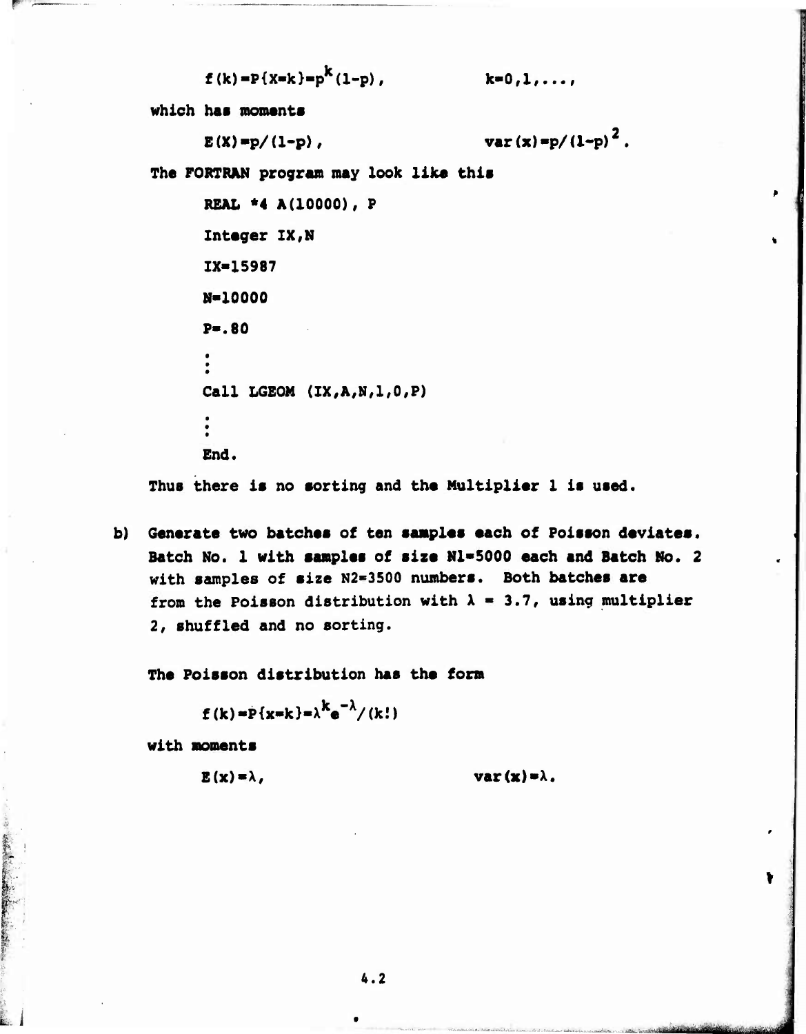$$f(k)=P\{X=k\}=p^k(1-p), \qquad k=0,1,\ldots,$$

which has moments

$$E(X)=p/(1-p), \qquad var(x)=p/(1-p)^2.$$

The FORTRAN program may look like this

```
REAL *4 A(10000), P
Integer IX,N
IX=15987
N=10000
P=.80
:
Call LGEOM (IX,A,N,1,0,P)
:
End.
```

Thus there is no sorting and the Multiplier 1 is used.

b) Generate two batches of ten samples each of Poisson deviates. Batch No. 1 with samples of size N1=5000 each and Batch No. 2 with samples of size N2=3500 numbers. Both batches are from the Poisson distribution with $\lambda = 3.7$, using multiplier 2, shuffled and no sorting.

The Poisson distribution has the form

$$f(k)=P\{x=k\}=\lambda^k e^{-\lambda}/(k!)$$

with moments

$$E(x)=\lambda, \qquad var(x)=\lambda.$$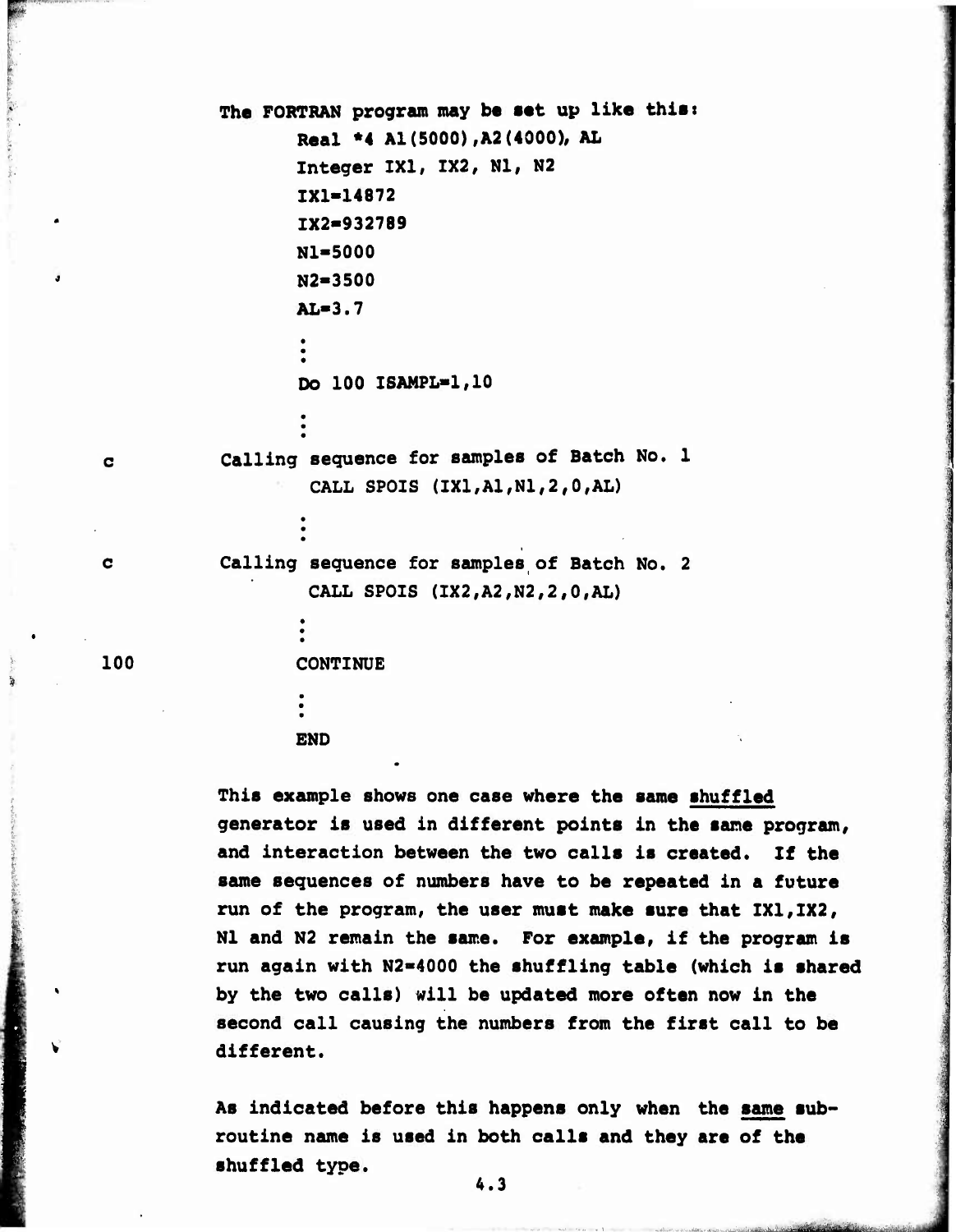The FORTRAN program may be set up like this:

```
      Real *4 A1(5000),A2(4000), AL
      Integer IX1, IX2, N1, N2
      IX1=14872
      IX2=932789
      N1=5000
      N2=3500
      AL=3.7
      :
      Do 100 ISAMPL=1,10
      :
c     Calling sequence for samples of Batch No. 1
       CALL SPOIS (IX1,A1,N1,2,0,AL)
      :
c     Calling sequence for samples of Batch No. 2
       CALL SPOIS (IX2,A2,N2,2,0,AL)
      :
100   CONTINUE
      :
      END
```

This example shows one case where the same <u>shuffled</u> generator is used in different points in the same program, and interaction between the two calls is created. If the same sequences of numbers have to be repeated in a future run of the program, the user must make sure that IX1,IX2, N1 and N2 remain the same. For example, if the program is run again with N2=4000 the shuffling table (which is shared by the two calls) will be updated more often now in the second call causing the numbers from the first call to be different.

As indicated before this happens only when the <u>same</u> subroutine name is used in both calls and they are of the shuffled type.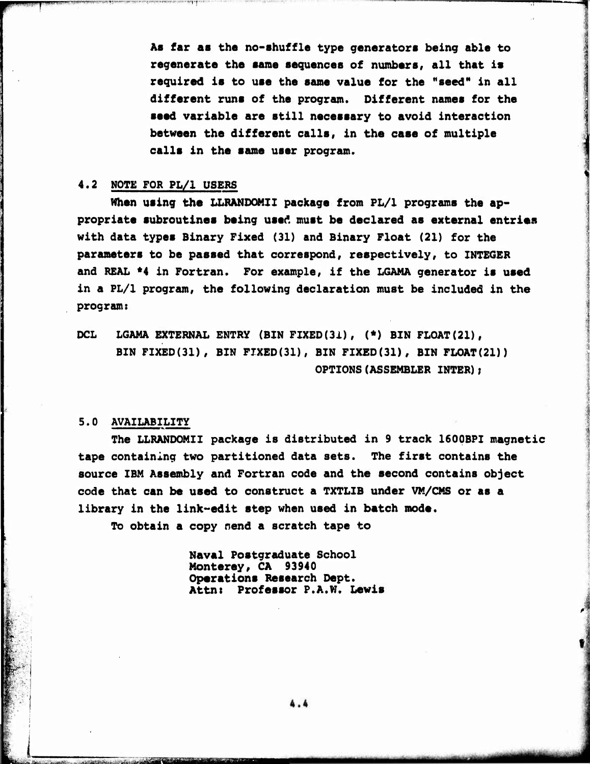As far as the no-shuffle type generators being able to regenerate the same sequences of numbers, all that is required is to use the same value for the "seed" in all different runs of the program. Different names for the seed variable are still necessary to avoid interaction between the different calls, in the case of multiple calls in the same user program.

## 4.2 NOTE FOR PL/1 USERS

When using the LLRANDOMII package from PL/1 programs the appropriate subroutines being used must be declared as external entries with data types Binary Fixed (31) and Binary Float (21) for the parameters to be passed that correspond, respectively, to INTEGER and REAL *4 in Fortran. For example, if the LGAMA generator is used in a PL/1 program, the following declaration must be included in the program:

```
DCL   LGAMA EXTERNAL ENTRY (BIN FIXED(31), (*) BIN FLOAT(21),
      BIN FIXED(31), BIN FIXED(31), BIN FIXED(31), BIN FLOAT(21))
                                         OPTIONS(ASSEMBLER INTER);
```

## 5.0 AVAILABILITY

The LLRANDOMII package is distributed in 9 track 1600BPI magnetic tape containing two partitioned data sets. The first contains the source IBM Assembly and Fortran code and the second contains object code that can be used to construct a TXTLIB under VM/CMS or as a library in the link-edit step when used in batch mode.

To obtain a copy send a scratch tape to

Naval Postgraduate School
Monterey, CA 93940
Operations Research Dept.
Attn: Professor P.A.W. Lewis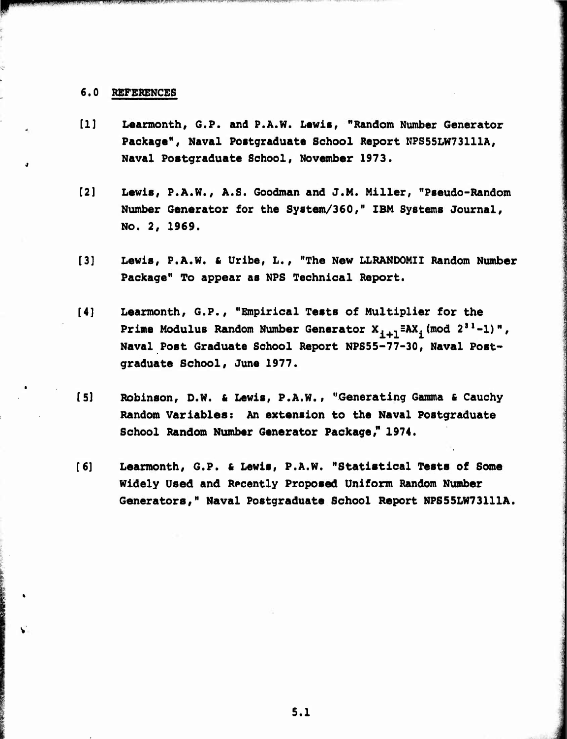## 6.0 REFERENCES

[1] Learmonth, G.P. and P.A.W. Lewis, "Random Number Generator Package", Naval Postgraduate School Report NPS55LW73111A, Naval Postgraduate School, November 1973.

[2] Lewis, P.A.W., A.S. Goodman and J.M. Miller, "Pseudo-Random Number Generator for the System/360," IBM Systems Journal, No. 2, 1969.

[3] Lewis, P.A.W. & Uribe, L., "The New LLRANDOMII Random Number Package" To appear as NPS Technical Report.

[4] Learmonth, G.P., "Empirical Tests of Multiplier for the Prime Modulus Random Number Generator $X_{i+1} \equiv AX_i \pmod{2^{31}-1}$", Naval Post Graduate School Report NPS55-77-30, Naval Postgraduate School, June 1977.

[5] Robinson, D.W. & Lewis, P.A.W., "Generating Gamma & Cauchy Random Variables: An extension to the Naval Postgraduate School Random Number Generator Package," 1974.

[6] Learmonth, G.P. & Lewis, P.A.W. "Statistical Tests of Some Widely Used and Recently Proposed Uniform Random Number Generators," Naval Postgraduate School Report NPS55LW73111A.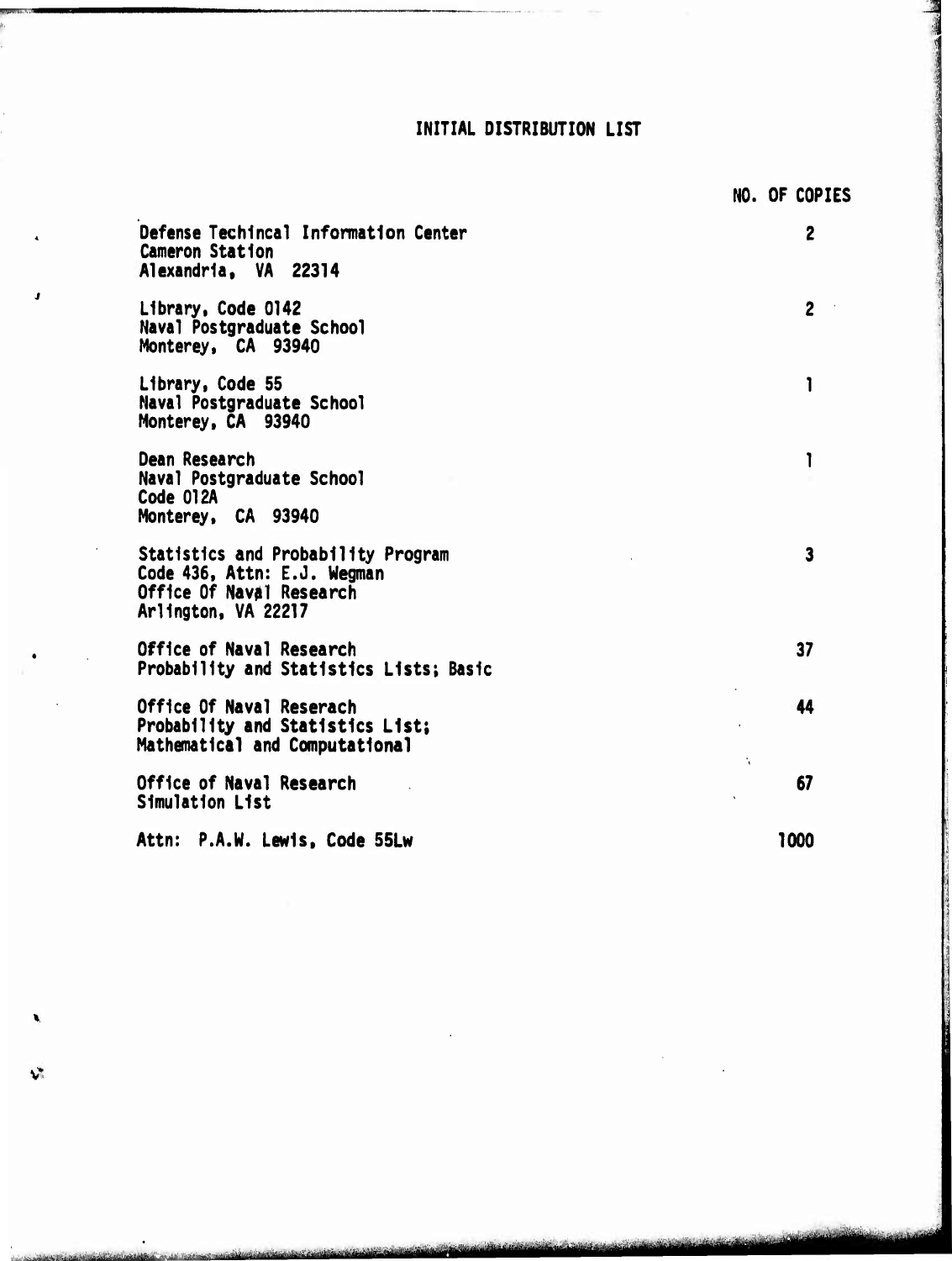# INITIAL DISTRIBUTION LIST

| | NO. OF COPIES |
|---|---|
| Defense Techincal Information Center<br>Cameron Station<br>Alexandria, VA 22314 | 2 |
| Library, Code 0142<br>Naval Postgraduate School<br>Monterey, CA 93940 | 2 |
| Library, Code 55<br>Naval Postgraduate School<br>Monterey, CA 93940 | 1 |
| Dean Research<br>Naval Postgraduate School<br>Code 012A<br>Monterey, CA 93940 | 1 |
| Statistics and Probability Program<br>Code 436, Attn: E.J. Wegman<br>Office Of Naval Research<br>Arlington, VA 22217 | 3 |
| Office of Naval Research<br>Probability and Statistics Lists; Basic | 37 |
| Office Of Naval Reserach<br>Probability and Statistics List;<br>Mathematical and Computational | 44 |
| Office of Naval Research<br>Simulation List | 67 |
| Attn: P.A.W. Lewis, Code 55Lw | 1000 |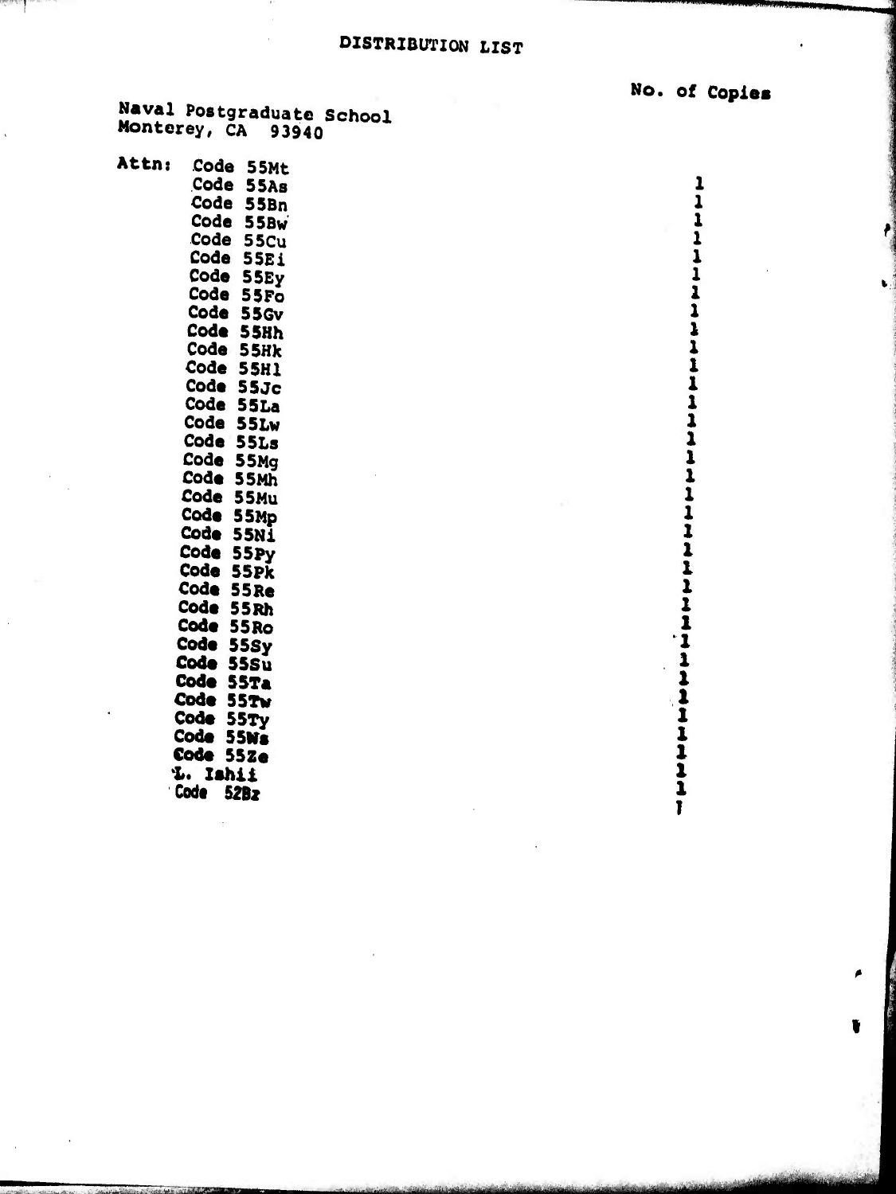# DISTRIBUTION LIST

| | No. of Copies |
|---|---|
| Naval Postgraduate School<br>Monterey, CA 93940 | |
| Attn: Code 55Mt | 1 |
| Code 55As | 1 |
| Code 55Bn | 1 |
| Code 55Bw | 1 |
| Code 55Cu | 1 |
| Code 55Ei | 1 |
| Code 55Ey | 1 |
| Code 55Fo | 1 |
| Code 55Gv | 1 |
| Code 55Hh | 1 |
| Code 55Hk | 1 |
| Code 55Hl | 1 |
| Code 55Jc | 1 |
| Code 55La | 1 |
| Code 55Lw | 1 |
| Code 55Ls | 1 |
| Code 55Mg | 1 |
| Code 55Mh | 1 |
| Code 55Mu | 1 |
| Code 55Mp | 1 |
| Code 55Ni | 1 |
| Code 55Py | 1 |
| Code 55Pk | 1 |
| Code 55Re | 1 |
| Code 55Rh | 1 |
| Code 55Ro | 1 |
| Code 55Sy | 1 |
| Code 55Su | 1 |
| Code 55Ta | 1 |
| Code 55Tw | 1 |
| Code 55Ty | 1 |
| Code 55Ws | 1 |
| Code 55Ze | 1 |
| L. Ishii | 1 |
| Code 52Bz | 1 |